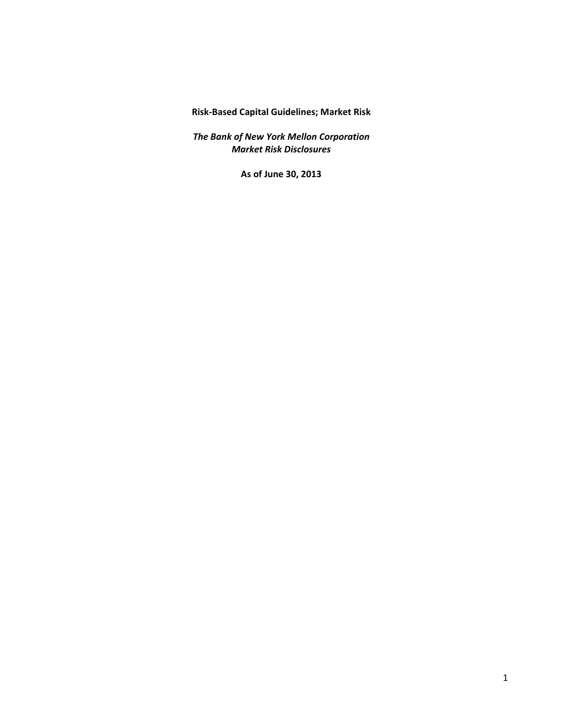**Risk-Based Capital Guidelines; Market Risk**

***The Bank of New York Mellon Corporation***
***Market Risk Disclosures***

**As of June 30, 2013**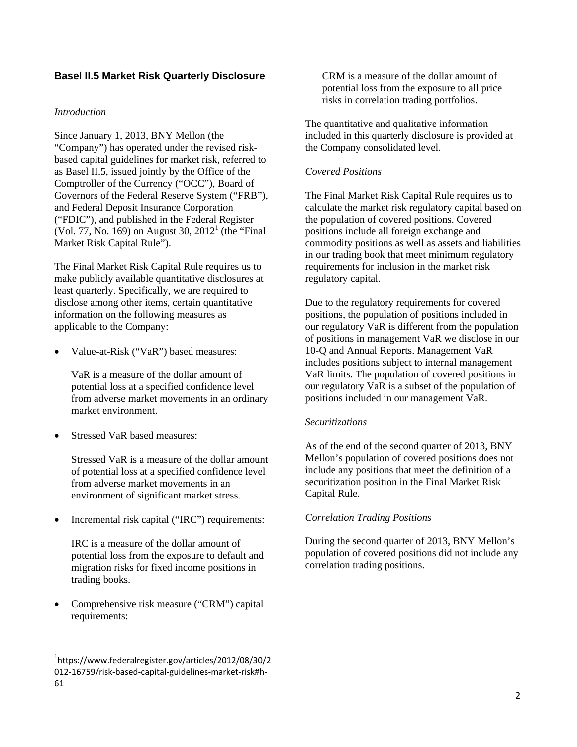## Basel II.5 Market Risk Quarterly Disclosure

*Introduction*

Since January 1, 2013, BNY Mellon (the "Company") has operated under the revised risk-based capital guidelines for market risk, referred to as Basel II.5, issued jointly by the Office of the Comptroller of the Currency ("OCC"), Board of Governors of the Federal Reserve System ("FRB"), and Federal Deposit Insurance Corporation ("FDIC"), and published in the Federal Register (Vol. 77, No. 169) on August 30, 2012[1] (the "Final Market Risk Capital Rule").

The Final Market Risk Capital Rule requires us to make publicly available quantitative disclosures at least quarterly. Specifically, we are required to disclose among other items, certain quantitative information on the following measures as applicable to the Company:

- Value-at-Risk ("VaR") based measures:

  VaR is a measure of the dollar amount of potential loss at a specified confidence level from adverse market movements in an ordinary market environment.

- Stressed VaR based measures:

  Stressed VaR is a measure of the dollar amount of potential loss at a specified confidence level from adverse market movements in an environment of significant market stress.

- Incremental risk capital ("IRC") requirements:

  IRC is a measure of the dollar amount of potential loss from the exposure to default and migration risks for fixed income positions in trading books.

- Comprehensive risk measure ("CRM") capital requirements:

  CRM is a measure of the dollar amount of potential loss from the exposure to all price risks in correlation trading portfolios.

The quantitative and qualitative information included in this quarterly disclosure is provided at the Company consolidated level.

*Covered Positions*

The Final Market Risk Capital Rule requires us to calculate the market risk regulatory capital based on the population of covered positions. Covered positions include all foreign exchange and commodity positions as well as assets and liabilities in our trading book that meet minimum regulatory requirements for inclusion in the market risk regulatory capital.

Due to the regulatory requirements for covered positions, the population of positions included in our regulatory VaR is different from the population of positions in management VaR we disclose in our 10-Q and Annual Reports. Management VaR includes positions subject to internal management VaR limits. The population of covered positions in our regulatory VaR is a subset of the population of positions included in our management VaR.

*Securitizations*

As of the end of the second quarter of 2013, BNY Mellon's population of covered positions does not include any positions that meet the definition of a securitization position in the Final Market Risk Capital Rule.

*Correlation Trading Positions*

During the second quarter of 2013, BNY Mellon's population of covered positions did not include any correlation trading positions.

---

[1] https://www.federalregister.gov/articles/2012/08/30/2012-16759/risk-based-capital-guidelines-market-risk#h-61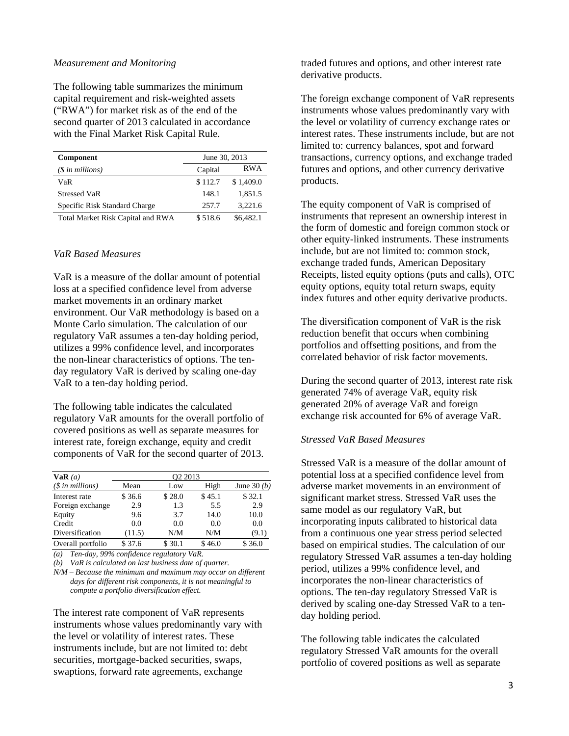*Measurement and Monitoring*

The following table summarizes the minimum capital requirement and risk-weighted assets ("RWA") for market risk as of the end of the second quarter of 2013 calculated in accordance with the Final Market Risk Capital Rule.

| **Component** | June 30, 2013 | |
|---|---|---|
| *($ in millions)* | Capital | RWA |
| VaR | $ 112.7 | $ 1,409.0 |
| Stressed VaR | 148.1 | 1,851.5 |
| Specific Risk Standard Charge | 257.7 | 3,221.6 |
| Total Market Risk Capital and RWA | $ 518.6 | $6,482.1 |

*VaR Based Measures*

VaR is a measure of the dollar amount of potential loss at a specified confidence level from adverse market movements in an ordinary market environment. Our VaR methodology is based on a Monte Carlo simulation. The calculation of our regulatory VaR assumes a ten-day holding period, utilizes a 99% confidence level, and incorporates the non-linear characteristics of options. The ten-day regulatory VaR is derived by scaling one-day VaR to a ten-day holding period.

The following table indicates the calculated regulatory VaR amounts for the overall portfolio of covered positions as well as separate measures for interest rate, foreign exchange, equity and credit components of VaR for the second quarter of 2013.

| **VaR** *(a)* | Q2 2013 | | | |
|---|---|---|---|---|
| *($ in millions)* | Mean | Low | High | June 30 *(b)* |
| Interest rate | $ 36.6 | $ 28.0 | $ 45.1 | $ 32.1 |
| Foreign exchange | 2.9 | 1.3 | 5.5 | 2.9 |
| Equity | 9.6 | 3.7 | 14.0 | 10.0 |
| Credit | 0.0 | 0.0 | 0.0 | 0.0 |
| Diversification | (11.5) | N/M | N/M | (9.1) |
| Overall portfolio | $ 37.6 | $ 30.1 | $ 46.0 | $ 36.0 |

*(a) Ten-day, 99% confidence regulatory VaR.*

*(b) VaR is calculated on last business date of quarter.*

*N/M – Because the minimum and maximum may occur on different days for different risk components, it is not meaningful to compute a portfolio diversification effect.*

The interest rate component of VaR represents instruments whose values predominantly vary with the level or volatility of interest rates. These instruments include, but are not limited to: debt securities, mortgage-backed securities, swaps, swaptions, forward rate agreements, exchange traded futures and options, and other interest rate derivative products.

The foreign exchange component of VaR represents instruments whose values predominantly vary with the level or volatility of currency exchange rates or interest rates. These instruments include, but are not limited to: currency balances, spot and forward transactions, currency options, and exchange traded futures and options, and other currency derivative products.

The equity component of VaR is comprised of instruments that represent an ownership interest in the form of domestic and foreign common stock or other equity-linked instruments. These instruments include, but are not limited to: common stock, exchange traded funds, American Depositary Receipts, listed equity options (puts and calls), OTC equity options, equity total return swaps, equity index futures and other equity derivative products.

The diversification component of VaR is the risk reduction benefit that occurs when combining portfolios and offsetting positions, and from the correlated behavior of risk factor movements.

During the second quarter of 2013, interest rate risk generated 74% of average VaR, equity risk generated 20% of average VaR and foreign exchange risk accounted for 6% of average VaR.

*Stressed VaR Based Measures*

Stressed VaR is a measure of the dollar amount of potential loss at a specified confidence level from adverse market movements in an environment of significant market stress. Stressed VaR uses the same model as our regulatory VaR, but incorporating inputs calibrated to historical data from a continuous one year stress period selected based on empirical studies. The calculation of our regulatory Stressed VaR assumes a ten-day holding period, utilizes a 99% confidence level, and incorporates the non-linear characteristics of options. The ten-day regulatory Stressed VaR is derived by scaling one-day Stressed VaR to a ten-day holding period.

The following table indicates the calculated regulatory Stressed VaR amounts for the overall portfolio of covered positions as well as separate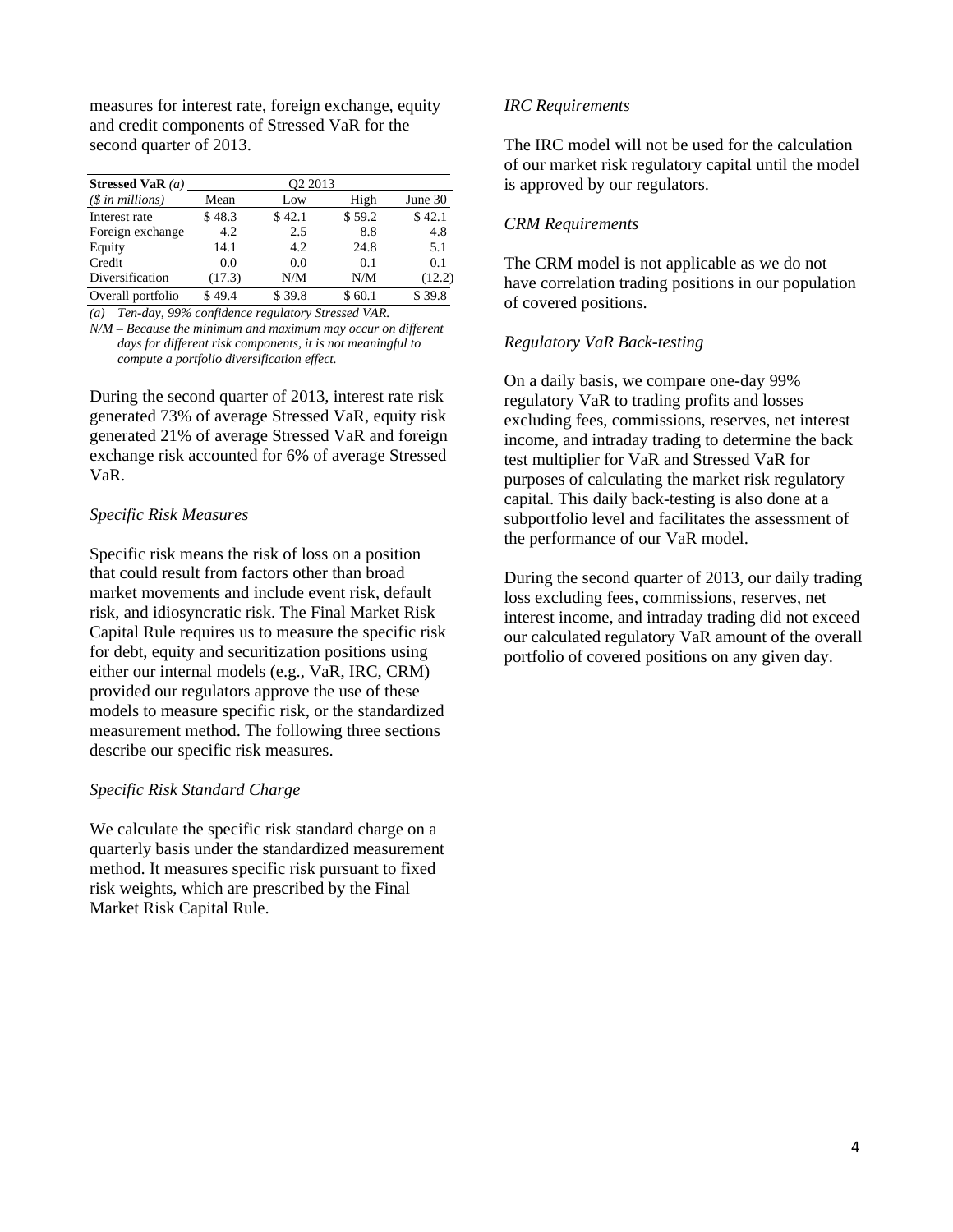measures for interest rate, foreign exchange, equity and credit components of Stressed VaR for the second quarter of 2013.

| **Stressed VaR** *(a)* | Q2 2013 | | | |
|---|---|---|---|---|
| *($ in millions)* | Mean | Low | High | June 30 |
| Interest rate | $ 48.3 | $ 42.1 | $ 59.2 | $ 42.1 |
| Foreign exchange | 4.2 | 2.5 | 8.8 | 4.8 |
| Equity | 14.1 | 4.2 | 24.8 | 5.1 |
| Credit | 0.0 | 0.0 | 0.1 | 0.1 |
| Diversification | (17.3) | N/M | N/M | (12.2) |
| Overall portfolio | $ 49.4 | $ 39.8 | $ 60.1 | $ 39.8 |

*(a) Ten-day, 99% confidence regulatory Stressed VAR.*

*N/M – Because the minimum and maximum may occur on different days for different risk components, it is not meaningful to compute a portfolio diversification effect.*

During the second quarter of 2013, interest rate risk generated 73% of average Stressed VaR, equity risk generated 21% of average Stressed VaR and foreign exchange risk accounted for 6% of average Stressed VaR.

*Specific Risk Measures*

Specific risk means the risk of loss on a position that could result from factors other than broad market movements and include event risk, default risk, and idiosyncratic risk. The Final Market Risk Capital Rule requires us to measure the specific risk for debt, equity and securitization positions using either our internal models (e.g., VaR, IRC, CRM) provided our regulators approve the use of these models to measure specific risk, or the standardized measurement method. The following three sections describe our specific risk measures.

*Specific Risk Standard Charge*

We calculate the specific risk standard charge on a quarterly basis under the standardized measurement method. It measures specific risk pursuant to fixed risk weights, which are prescribed by the Final Market Risk Capital Rule.

*IRC Requirements*

The IRC model will not be used for the calculation of our market risk regulatory capital until the model is approved by our regulators.

*CRM Requirements*

The CRM model is not applicable as we do not have correlation trading positions in our population of covered positions.

*Regulatory VaR Back-testing*

On a daily basis, we compare one-day 99% regulatory VaR to trading profits and losses excluding fees, commissions, reserves, net interest income, and intraday trading to determine the back test multiplier for VaR and Stressed VaR for purposes of calculating the market risk regulatory capital. This daily back-testing is also done at a subportfolio level and facilitates the assessment of the performance of our VaR model.

During the second quarter of 2013, our daily trading loss excluding fees, commissions, reserves, net interest income, and intraday trading did not exceed our calculated regulatory VaR amount of the overall portfolio of covered positions on any given day.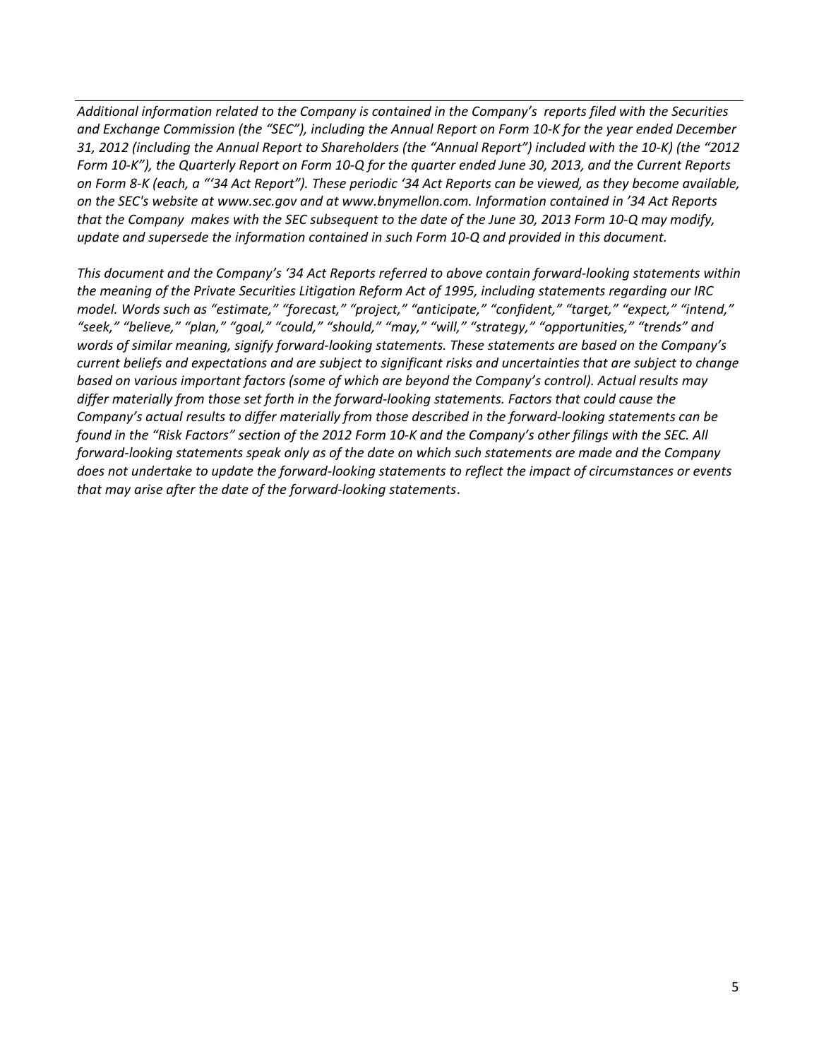*Additional information related to the Company is contained in the Company's reports filed with the Securities and Exchange Commission (the "SEC"), including the Annual Report on Form 10-K for the year ended December 31, 2012 (including the Annual Report to Shareholders (the "Annual Report") included with the 10-K) (the "2012 Form 10-K"), the Quarterly Report on Form 10-Q for the quarter ended June 30, 2013, and the Current Reports on Form 8-K (each, a "'34 Act Report"). These periodic '34 Act Reports can be viewed, as they become available, on the SEC's website at www.sec.gov and at www.bnymellon.com. Information contained in '34 Act Reports that the Company makes with the SEC subsequent to the date of the June 30, 2013 Form 10-Q may modify, update and supersede the information contained in such Form 10-Q and provided in this document.*

*This document and the Company's '34 Act Reports referred to above contain forward-looking statements within the meaning of the Private Securities Litigation Reform Act of 1995, including statements regarding our IRC model. Words such as "estimate," "forecast," "project," "anticipate," "confident," "target," "expect," "intend," "seek," "believe," "plan," "goal," "could," "should," "may," "will," "strategy," "opportunities," "trends" and words of similar meaning, signify forward-looking statements. These statements are based on the Company's current beliefs and expectations and are subject to significant risks and uncertainties that are subject to change based on various important factors (some of which are beyond the Company's control). Actual results may differ materially from those set forth in the forward-looking statements. Factors that could cause the Company's actual results to differ materially from those described in the forward-looking statements can be found in the "Risk Factors" section of the 2012 Form 10-K and the Company's other filings with the SEC. All forward-looking statements speak only as of the date on which such statements are made and the Company does not undertake to update the forward-looking statements to reflect the impact of circumstances or events that may arise after the date of the forward-looking statements*.